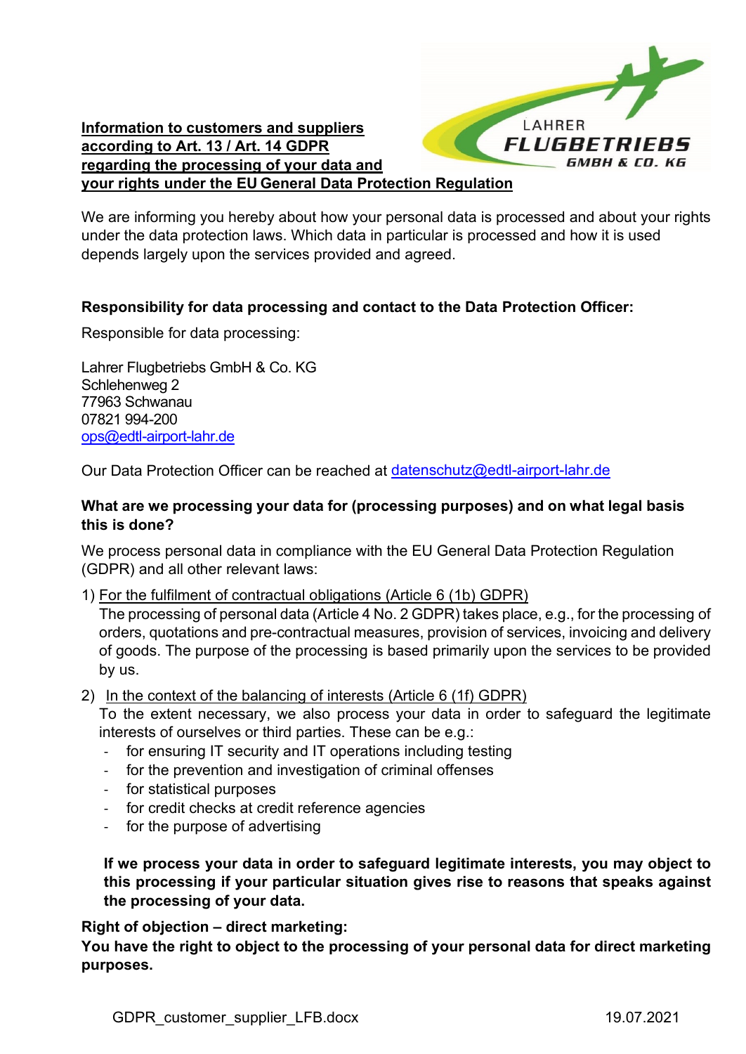**Information to customers and suppliers according to Art. 13 / Art. 14 GDPR regarding the processing of your data and your rights under the EU General Data Protection Regulation**

We are informing you hereby about how your personal data is processed and about your rights under the data protection laws. Which data in particular is processed and how it is used depends largely upon the services provided and agreed.

**Responsibility for data processing and contact to the Data Protection Officer:**

Responsible for data processing:

Lahrer Flugbetriebs GmbH & Co. KG
Schlehenweg 2
77963 Schwanau
07821 994-200
ops@edtl-airport-lahr.de

Our Data Protection Officer can be reached at datenschutz@edtl-airport-lahr.de

**What are we processing your data for (processing purposes) and on what legal basis this is done?**

We process personal data in compliance with the EU General Data Protection Regulation (GDPR) and all other relevant laws:

1) For the fulfilment of contractual obligations (Article 6 (1b) GDPR)
   The processing of personal data (Article 4 No. 2 GDPR) takes place, e.g., for the processing of orders, quotations and pre-contractual measures, provision of services, invoicing and delivery of goods. The purpose of the processing is based primarily upon the services to be provided by us.

2) In the context of the balancing of interests (Article 6 (1f) GDPR)
   To the extent necessary, we also process your data in order to safeguard the legitimate interests of ourselves or third parties. These can be e.g.:
   - for ensuring IT security and IT operations including testing
   - for the prevention and investigation of criminal offenses
   - for statistical purposes
   - for credit checks at credit reference agencies
   - for the purpose of advertising

   **If we process your data in order to safeguard legitimate interests, you may object to this processing if your particular situation gives rise to reasons that speaks against the processing of your data.**

**Right of objection – direct marketing:**
**You have the right to object to the processing of your personal data for direct marketing purposes.**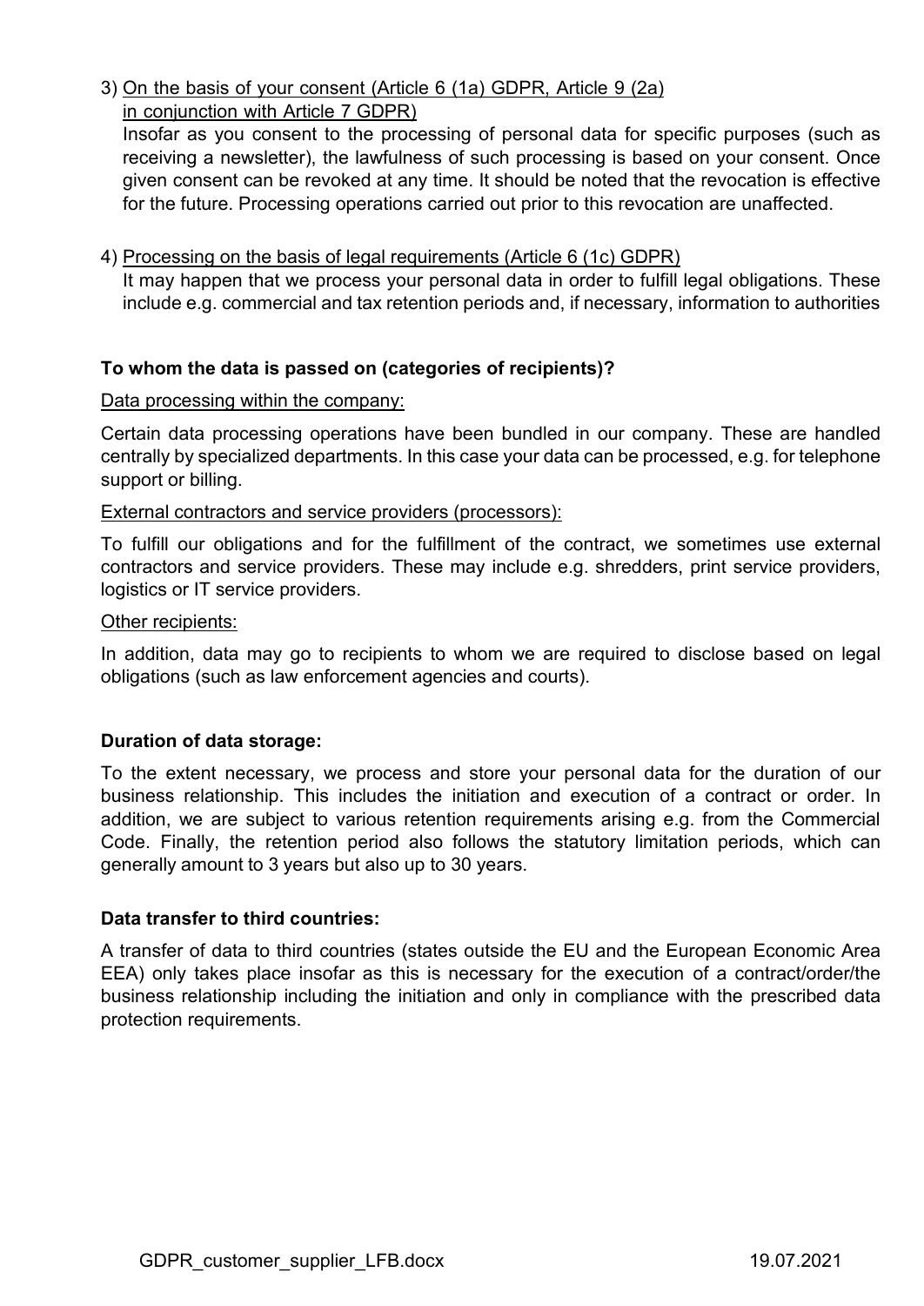3) On the basis of your consent (Article 6 (1a) GDPR, Article 9 (2a) in conjunction with Article 7 GDPR)
   Insofar as you consent to the processing of personal data for specific purposes (such as receiving a newsletter), the lawfulness of such processing is based on your consent. Once given consent can be revoked at any time. It should be noted that the revocation is effective for the future. Processing operations carried out prior to this revocation are unaffected.

4) Processing on the basis of legal requirements (Article 6 (1c) GDPR)
   It may happen that we process your personal data in order to fulfill legal obligations. These include e.g. commercial and tax retention periods and, if necessary, information to authorities

**To whom the data is passed on (categories of recipients)?**

Data processing within the company:

Certain data processing operations have been bundled in our company. These are handled centrally by specialized departments. In this case your data can be processed, e.g. for telephone support or billing.

External contractors and service providers (processors):

To fulfill our obligations and for the fulfillment of the contract, we sometimes use external contractors and service providers. These may include e.g. shredders, print service providers, logistics or IT service providers.

Other recipients:

In addition, data may go to recipients to whom we are required to disclose based on legal obligations (such as law enforcement agencies and courts).

**Duration of data storage:**

To the extent necessary, we process and store your personal data for the duration of our business relationship. This includes the initiation and execution of a contract or order. In addition, we are subject to various retention requirements arising e.g. from the Commercial Code. Finally, the retention period also follows the statutory limitation periods, which can generally amount to 3 years but also up to 30 years.

**Data transfer to third countries:**

A transfer of data to third countries (states outside the EU and the European Economic Area EEA) only takes place insofar as this is necessary for the execution of a contract/order/the business relationship including the initiation and only in compliance with the prescribed data protection requirements.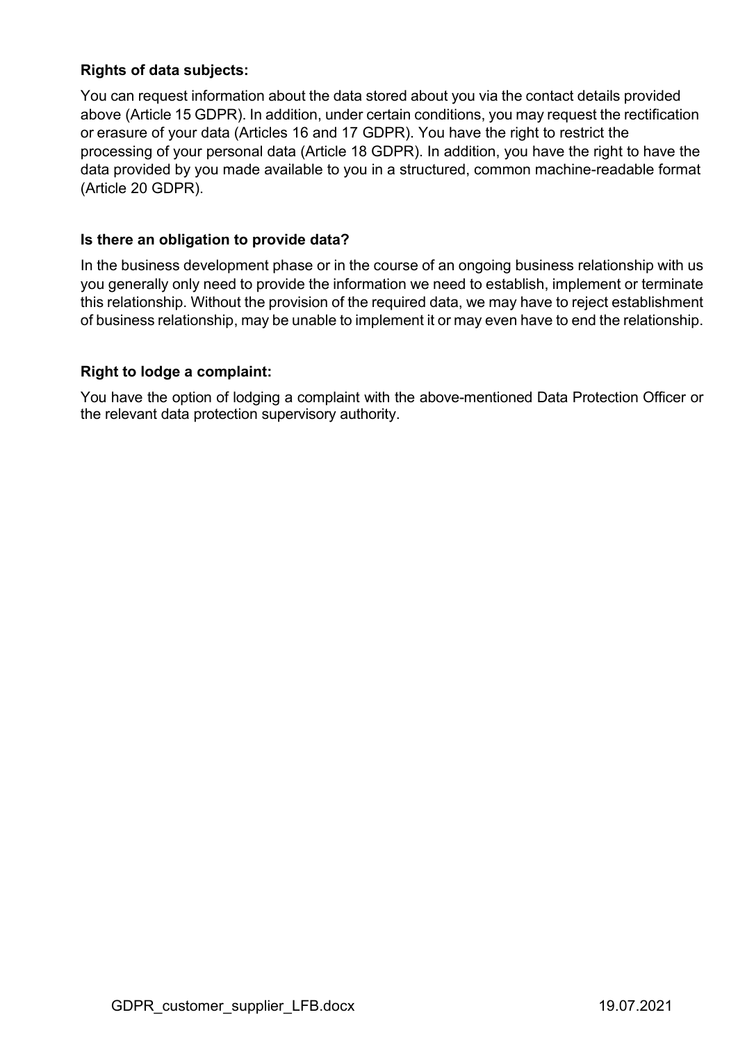**Rights of data subjects:**

You can request information about the data stored about you via the contact details provided above (Article 15 GDPR). In addition, under certain conditions, you may request the rectification or erasure of your data (Articles 16 and 17 GDPR). You have the right to restrict the processing of your personal data (Article 18 GDPR). In addition, you have the right to have the data provided by you made available to you in a structured, common machine-readable format (Article 20 GDPR).

**Is there an obligation to provide data?**

In the business development phase or in the course of an ongoing business relationship with us you generally only need to provide the information we need to establish, implement or terminate this relationship. Without the provision of the required data, we may have to reject establishment of business relationship, may be unable to implement it or may even have to end the relationship.

**Right to lodge a complaint:**

You have the option of lodging a complaint with the above-mentioned Data Protection Officer or the relevant data protection supervisory authority.